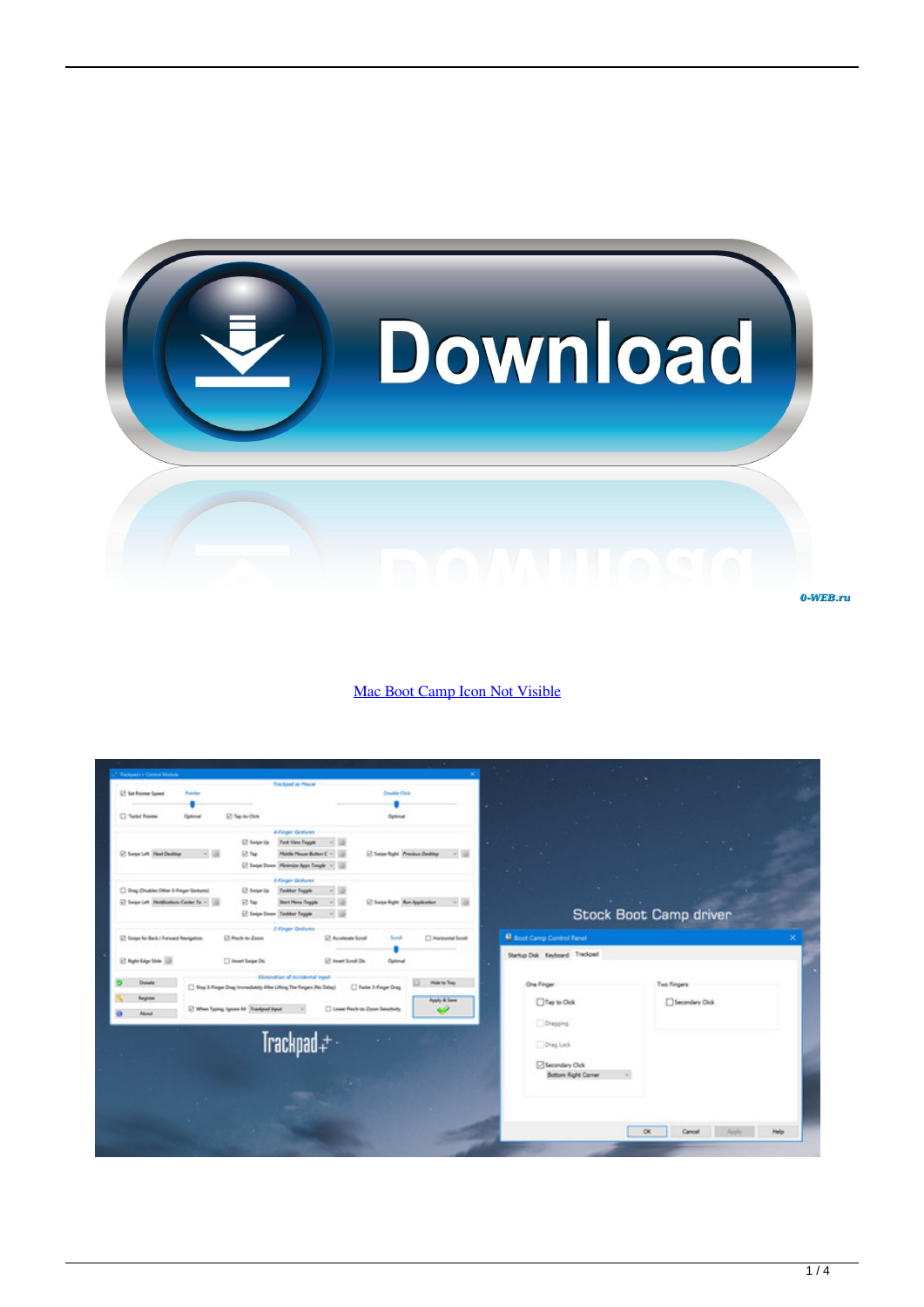[Mac Boot Camp Icon Not Visible]()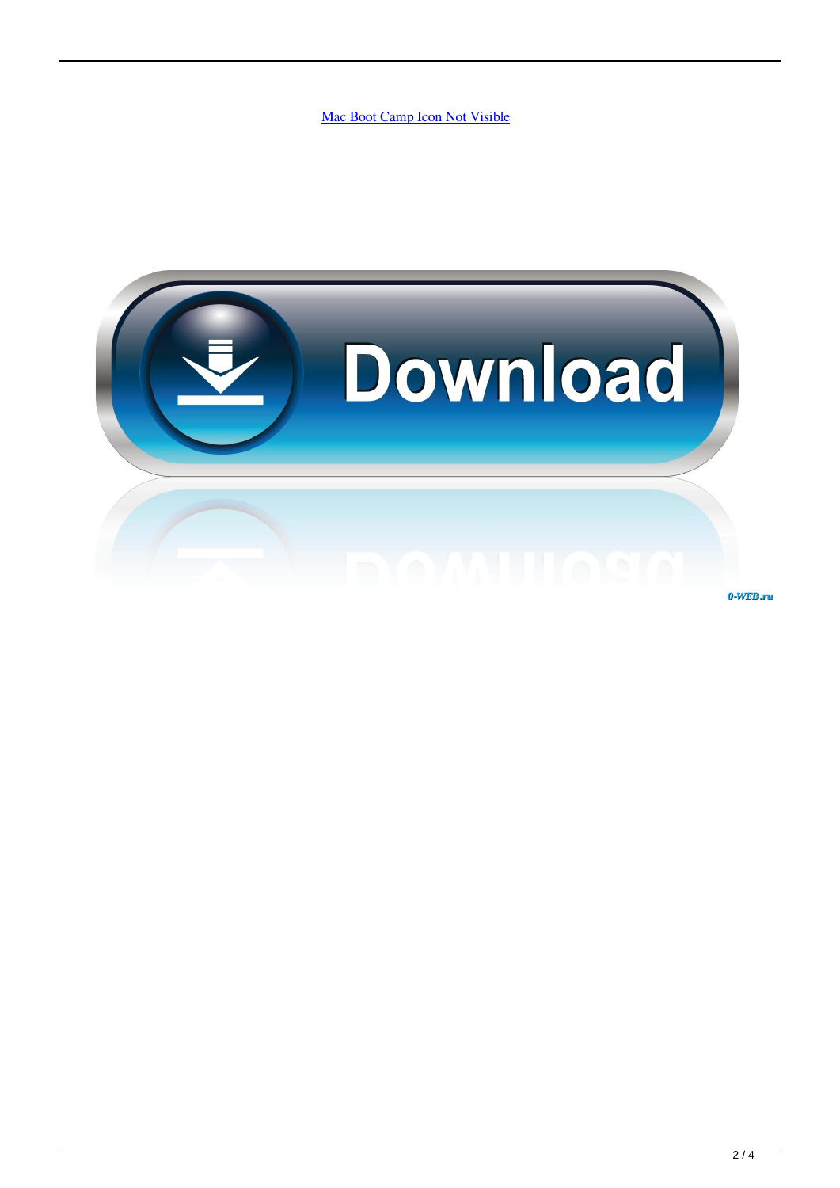[Mac Boot Camp Icon Not Visible]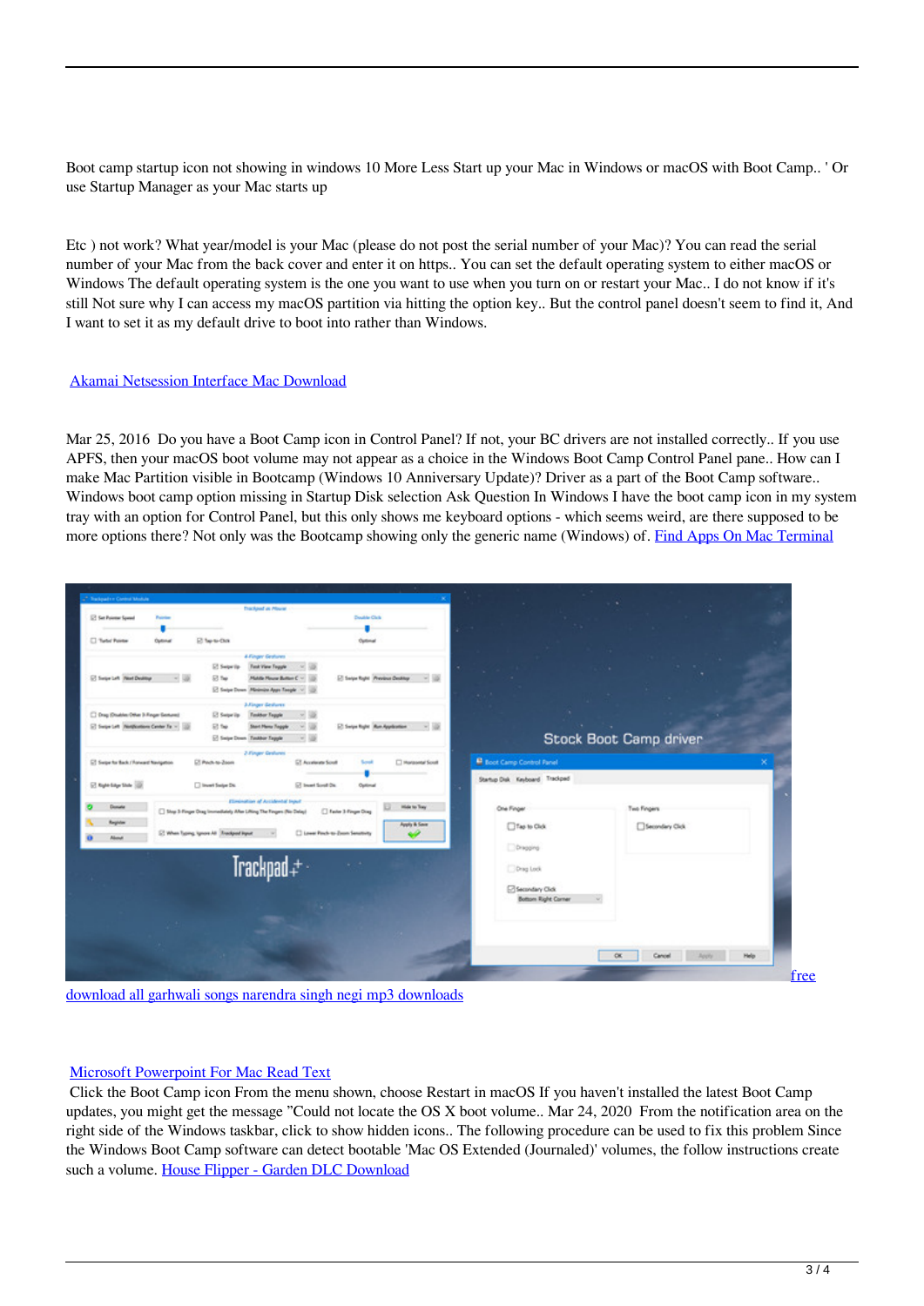Boot camp startup icon not showing in windows 10 More Less Start up your Mac in Windows or macOS with Boot Camp.. ' Or use Startup Manager as your Mac starts up

Etc ) not work? What year/model is your Mac (please do not post the serial number of your Mac)? You can read the serial number of your Mac from the back cover and enter it on https.. You can set the default operating system to either macOS or Windows The default operating system is the one you want to use when you turn on or restart your Mac.. I do not know if it's still Not sure why I can access my macOS partition via hitting the option key.. But the control panel doesn't seem to find it, And I want to set it as my default drive to boot into rather than Windows.

[Akamai Netsession Interface Mac Download]

Mar 25, 2016 Do you have a Boot Camp icon in Control Panel? If not, your BC drivers are not installed correctly.. If you use APFS, then your macOS boot volume may not appear as a choice in the Windows Boot Camp Control Panel pane.. How can I make Mac Partition visible in Bootcamp (Windows 10 Anniversary Update)? Driver as a part of the Boot Camp software.. Windows boot camp option missing in Startup Disk selection Ask Question In Windows I have the boot camp icon in my system tray with an option for Control Panel, but this only shows me keyboard options - which seems weird, are there supposed to be more options there? Not only was the Bootcamp showing only the generic name (Windows) of. [Find Apps On Mac Terminal]

[free download all garhwali songs narendra singh negi mp3 downloads]

[Microsoft Powerpoint For Mac Read Text]

Click the Boot Camp icon From the menu shown, choose Restart in macOS If you haven't installed the latest Boot Camp updates, you might get the message "Could not locate the OS X boot volume.. Mar 24, 2020 From the notification area on the right side of the Windows taskbar, click to show hidden icons.. The following procedure can be used to fix this problem Since the Windows Boot Camp software can detect bootable 'Mac OS Extended (Journaled)' volumes, the follow instructions create such a volume. [House Flipper - Garden DLC Download]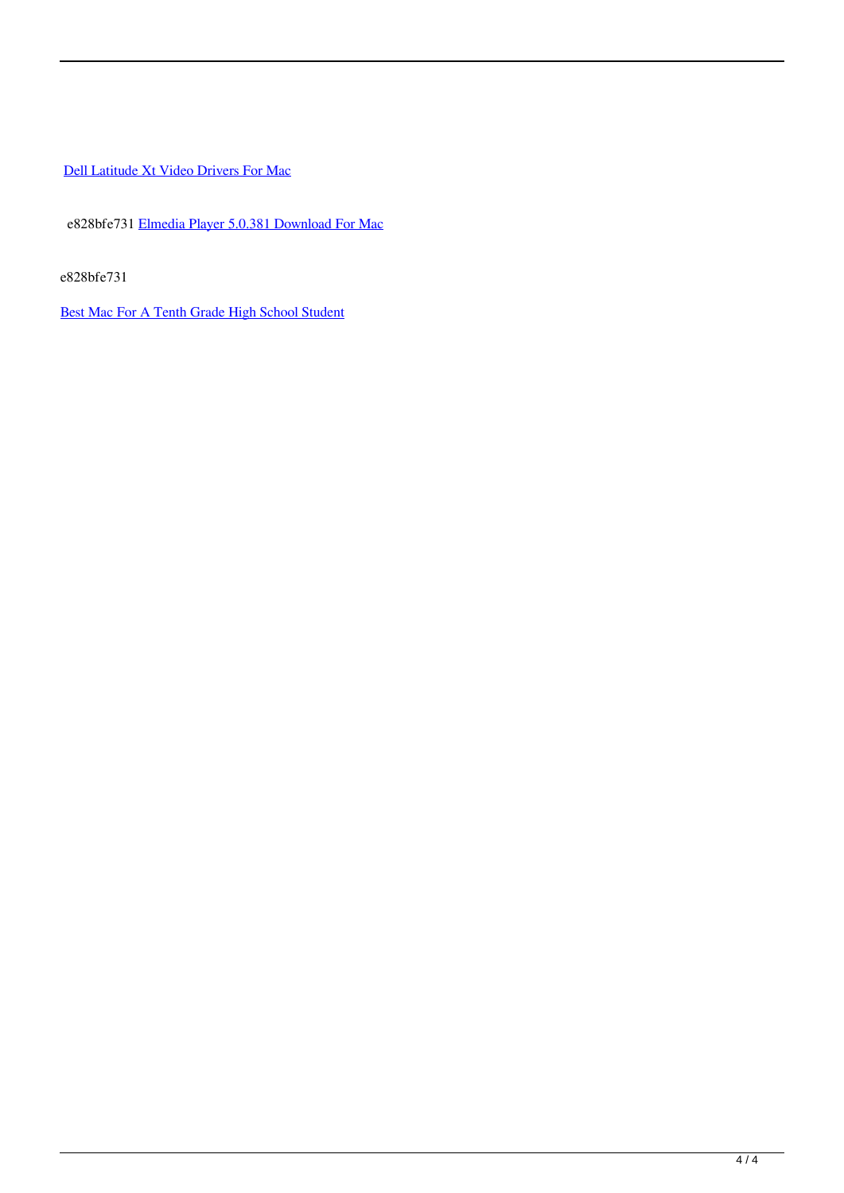[Dell Latitude Xt Video Drivers For Mac]

e828bfe731 [Elmedia Player 5.0.381 Download For Mac]

e828bfe731

[Best Mac For A Tenth Grade High School Student]